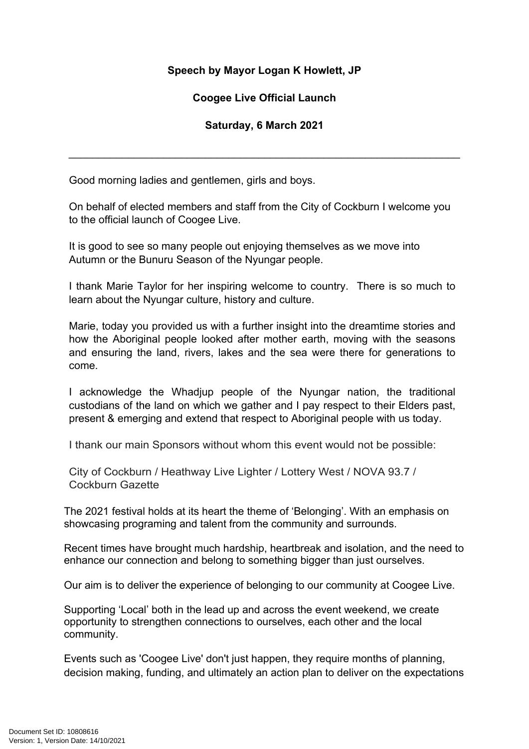**Speech by Mayor Logan K Howlett, JP**

**Coogee Live Official Launch**

**Saturday, 6 March 2021**

---

Good morning ladies and gentlemen, girls and boys.

On behalf of elected members and staff from the City of Cockburn I welcome you to the official launch of Coogee Live.

It is good to see so many people out enjoying themselves as we move into Autumn or the Bunuru Season of the Nyungar people.

I thank Marie Taylor for her inspiring welcome to country. There is so much to learn about the Nyungar culture, history and culture.

Marie, today you provided us with a further insight into the dreamtime stories and how the Aboriginal people looked after mother earth, moving with the seasons and ensuring the land, rivers, lakes and the sea were there for generations to come.

I acknowledge the Whadjup people of the Nyungar nation, the traditional custodians of the land on which we gather and I pay respect to their Elders past, present & emerging and extend that respect to Aboriginal people with us today.

I thank our main Sponsors without whom this event would not be possible:

City of Cockburn / Heathway Live Lighter / Lottery West / NOVA 93.7 / Cockburn Gazette

The 2021 festival holds at its heart the theme of 'Belonging'. With an emphasis on showcasing programing and talent from the community and surrounds.

Recent times have brought much hardship, heartbreak and isolation, and the need to enhance our connection and belong to something bigger than just ourselves.

Our aim is to deliver the experience of belonging to our community at Coogee Live.

Supporting 'Local' both in the lead up and across the event weekend, we create opportunity to strengthen connections to ourselves, each other and the local community.

Events such as 'Coogee Live' don't just happen, they require months of planning, decision making, funding, and ultimately an action plan to deliver on the expectations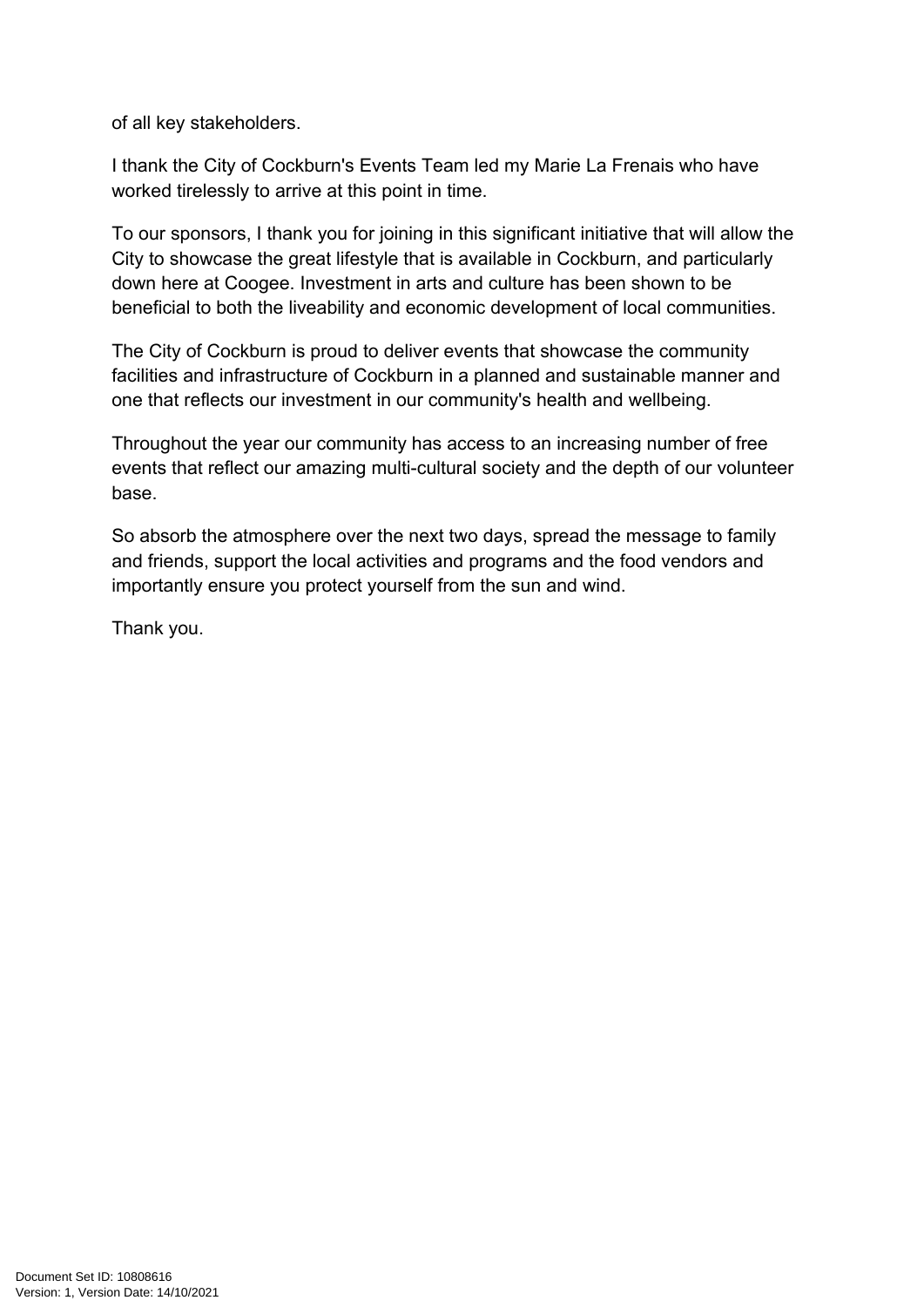of all key stakeholders.

I thank the City of Cockburn's Events Team led my Marie La Frenais who have worked tirelessly to arrive at this point in time.

To our sponsors, I thank you for joining in this significant initiative that will allow the City to showcase the great lifestyle that is available in Cockburn, and particularly down here at Coogee. Investment in arts and culture has been shown to be beneficial to both the liveability and economic development of local communities.

The City of Cockburn is proud to deliver events that showcase the community facilities and infrastructure of Cockburn in a planned and sustainable manner and one that reflects our investment in our community's health and wellbeing.

Throughout the year our community has access to an increasing number of free events that reflect our amazing multi-cultural society and the depth of our volunteer base.

So absorb the atmosphere over the next two days, spread the message to family and friends, support the local activities and programs and the food vendors and importantly ensure you protect yourself from the sun and wind.

Thank you.